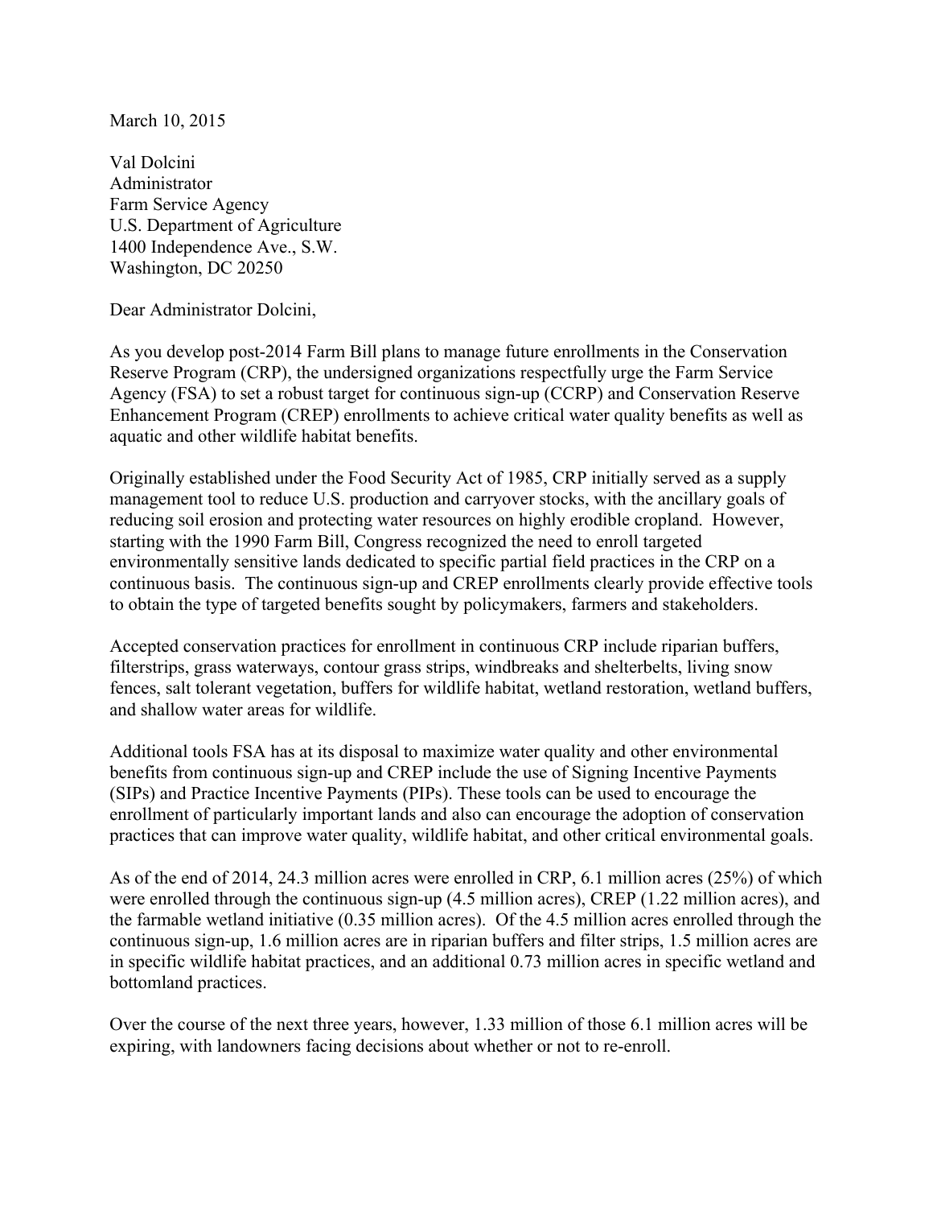March 10, 2015

Val Dolcini  
Administrator  
Farm Service Agency  
U.S. Department of Agriculture  
1400 Independence Ave., S.W.  
Washington, DC 20250

Dear Administrator Dolcini,

As you develop post-2014 Farm Bill plans to manage future enrollments in the Conservation Reserve Program (CRP), the undersigned organizations respectfully urge the Farm Service Agency (FSA) to set a robust target for continuous sign-up (CCRP) and Conservation Reserve Enhancement Program (CREP) enrollments to achieve critical water quality benefits as well as aquatic and other wildlife habitat benefits.

Originally established under the Food Security Act of 1985, CRP initially served as a supply management tool to reduce U.S. production and carryover stocks, with the ancillary goals of reducing soil erosion and protecting water resources on highly erodible cropland. However, starting with the 1990 Farm Bill, Congress recognized the need to enroll targeted environmentally sensitive lands dedicated to specific partial field practices in the CRP on a continuous basis. The continuous sign-up and CREP enrollments clearly provide effective tools to obtain the type of targeted benefits sought by policymakers, farmers and stakeholders.

Accepted conservation practices for enrollment in continuous CRP include riparian buffers, filterstrips, grass waterways, contour grass strips, windbreaks and shelterbelts, living snow fences, salt tolerant vegetation, buffers for wildlife habitat, wetland restoration, wetland buffers, and shallow water areas for wildlife.

Additional tools FSA has at its disposal to maximize water quality and other environmental benefits from continuous sign-up and CREP include the use of Signing Incentive Payments (SIPs) and Practice Incentive Payments (PIPs). These tools can be used to encourage the enrollment of particularly important lands and also can encourage the adoption of conservation practices that can improve water quality, wildlife habitat, and other critical environmental goals.

As of the end of 2014, 24.3 million acres were enrolled in CRP, 6.1 million acres (25%) of which were enrolled through the continuous sign-up (4.5 million acres), CREP (1.22 million acres), and the farmable wetland initiative (0.35 million acres). Of the 4.5 million acres enrolled through the continuous sign-up, 1.6 million acres are in riparian buffers and filter strips, 1.5 million acres are in specific wildlife habitat practices, and an additional 0.73 million acres in specific wetland and bottomland practices.

Over the course of the next three years, however, 1.33 million of those 6.1 million acres will be expiring, with landowners facing decisions about whether or not to re-enroll.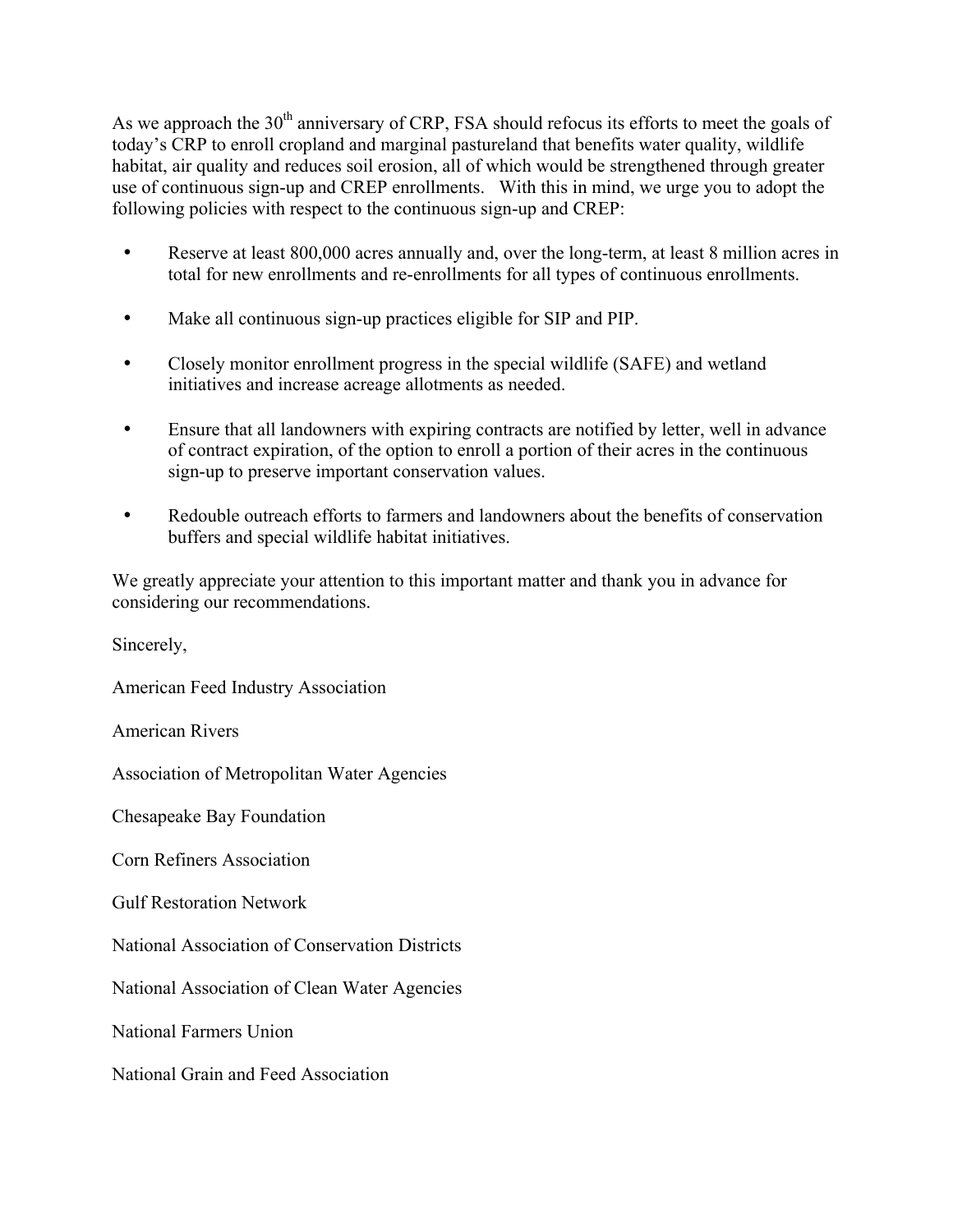As we approach the 30th anniversary of CRP, FSA should refocus its efforts to meet the goals of today's CRP to enroll cropland and marginal pastureland that benefits water quality, wildlife habitat, air quality and reduces soil erosion, all of which would be strengthened through greater use of continuous sign-up and CREP enrollments. With this in mind, we urge you to adopt the following policies with respect to the continuous sign-up and CREP:

- Reserve at least 800,000 acres annually and, over the long-term, at least 8 million acres in total for new enrollments and re-enrollments for all types of continuous enrollments.
- Make all continuous sign-up practices eligible for SIP and PIP.
- Closely monitor enrollment progress in the special wildlife (SAFE) and wetland initiatives and increase acreage allotments as needed.
- Ensure that all landowners with expiring contracts are notified by letter, well in advance of contract expiration, of the option to enroll a portion of their acres in the continuous sign-up to preserve important conservation values.
- Redouble outreach efforts to farmers and landowners about the benefits of conservation buffers and special wildlife habitat initiatives.

We greatly appreciate your attention to this important matter and thank you in advance for considering our recommendations.

Sincerely,

American Feed Industry Association

American Rivers

Association of Metropolitan Water Agencies

Chesapeake Bay Foundation

Corn Refiners Association

Gulf Restoration Network

National Association of Conservation Districts

National Association of Clean Water Agencies

National Farmers Union

National Grain and Feed Association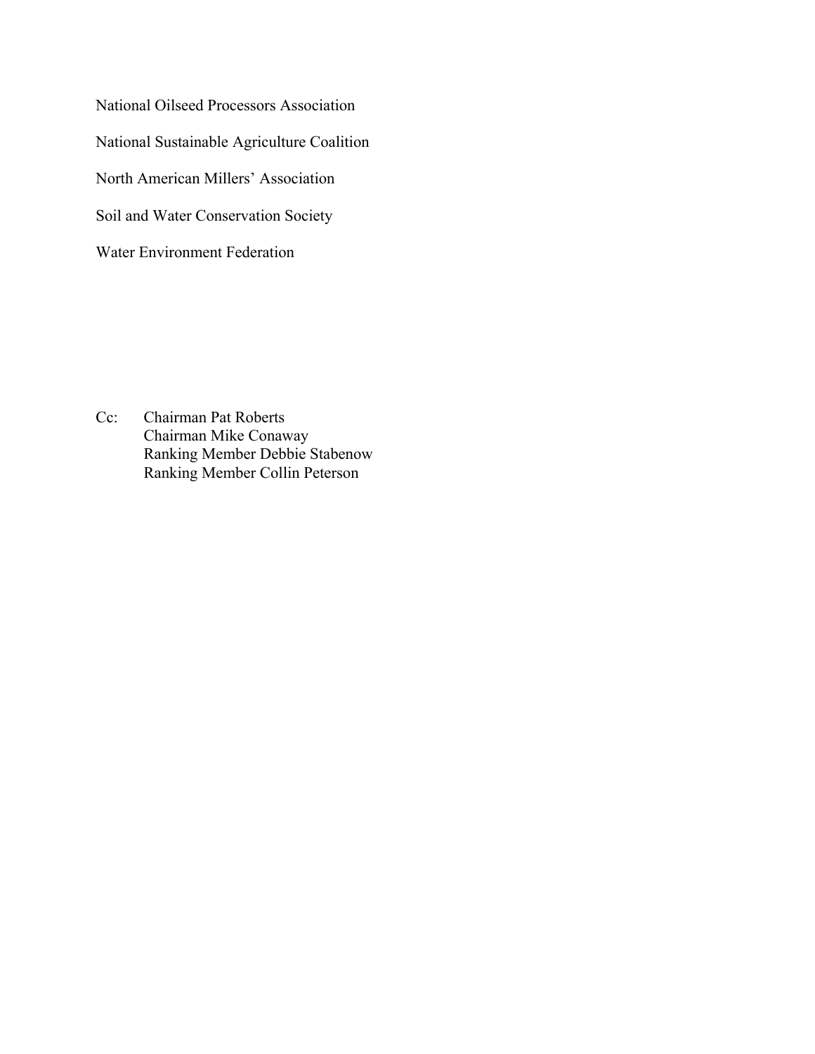National Oilseed Processors Association

National Sustainable Agriculture Coalition

North American Millers' Association

Soil and Water Conservation Society

Water Environment Federation

Cc: Chairman Pat Roberts
Chairman Mike Conaway
Ranking Member Debbie Stabenow
Ranking Member Collin Peterson